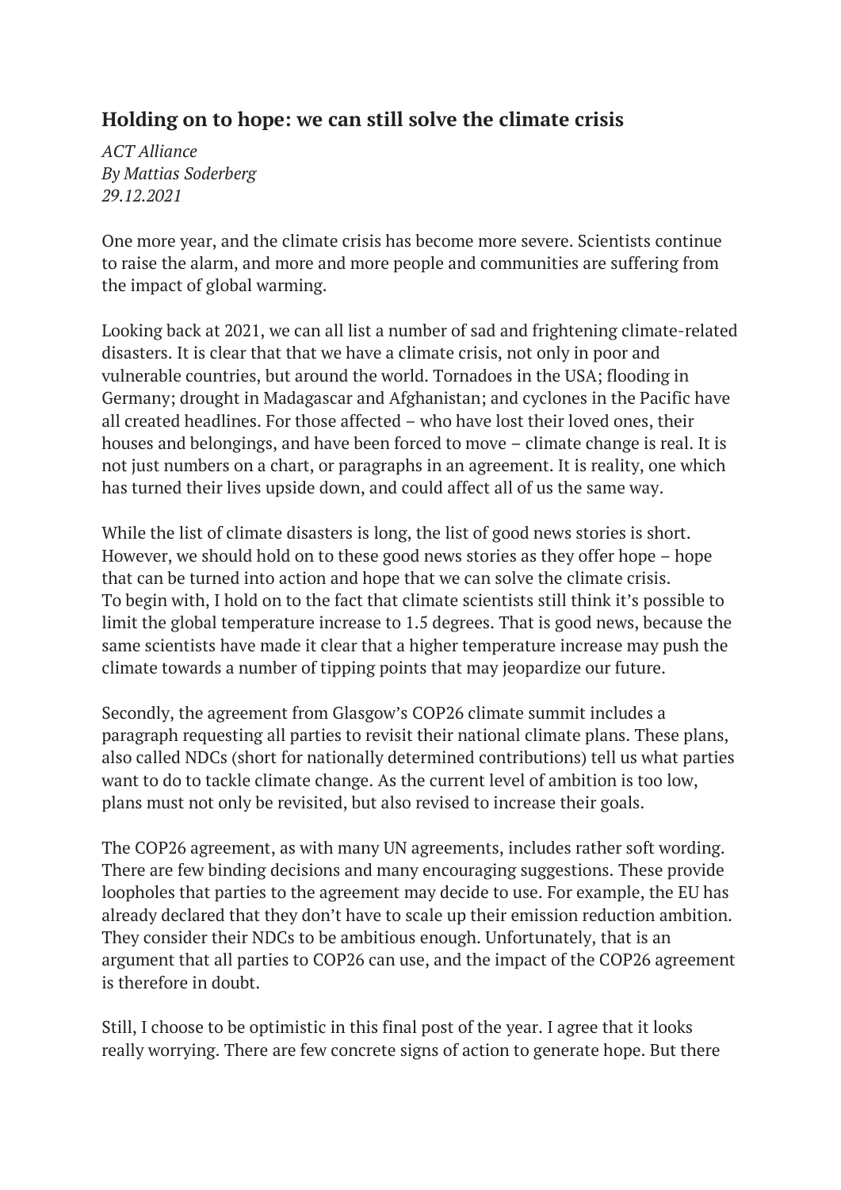## Holding on to hope: we can still solve the climate crisis

*ACT Alliance*
*By Mattias Soderberg*
*29.12.2021*

One more year, and the climate crisis has become more severe. Scientists continue to raise the alarm, and more and more people and communities are suffering from the impact of global warming.

Looking back at 2021, we can all list a number of sad and frightening climate-related disasters. It is clear that that we have a climate crisis, not only in poor and vulnerable countries, but around the world. Tornadoes in the USA; flooding in Germany; drought in Madagascar and Afghanistan; and cyclones in the Pacific have all created headlines. For those affected – who have lost their loved ones, their houses and belongings, and have been forced to move – climate change is real. It is not just numbers on a chart, or paragraphs in an agreement. It is reality, one which has turned their lives upside down, and could affect all of us the same way.

While the list of climate disasters is long, the list of good news stories is short. However, we should hold on to these good news stories as they offer hope – hope that can be turned into action and hope that we can solve the climate crisis.
To begin with, I hold on to the fact that climate scientists still think it's possible to limit the global temperature increase to 1.5 degrees. That is good news, because the same scientists have made it clear that a higher temperature increase may push the climate towards a number of tipping points that may jeopardize our future.

Secondly, the agreement from Glasgow's COP26 climate summit includes a paragraph requesting all parties to revisit their national climate plans. These plans, also called NDCs (short for nationally determined contributions) tell us what parties want to do to tackle climate change. As the current level of ambition is too low, plans must not only be revisited, but also revised to increase their goals.

The COP26 agreement, as with many UN agreements, includes rather soft wording. There are few binding decisions and many encouraging suggestions. These provide loopholes that parties to the agreement may decide to use. For example, the EU has already declared that they don't have to scale up their emission reduction ambition. They consider their NDCs to be ambitious enough. Unfortunately, that is an argument that all parties to COP26 can use, and the impact of the COP26 agreement is therefore in doubt.

Still, I choose to be optimistic in this final post of the year. I agree that it looks really worrying. There are few concrete signs of action to generate hope. But there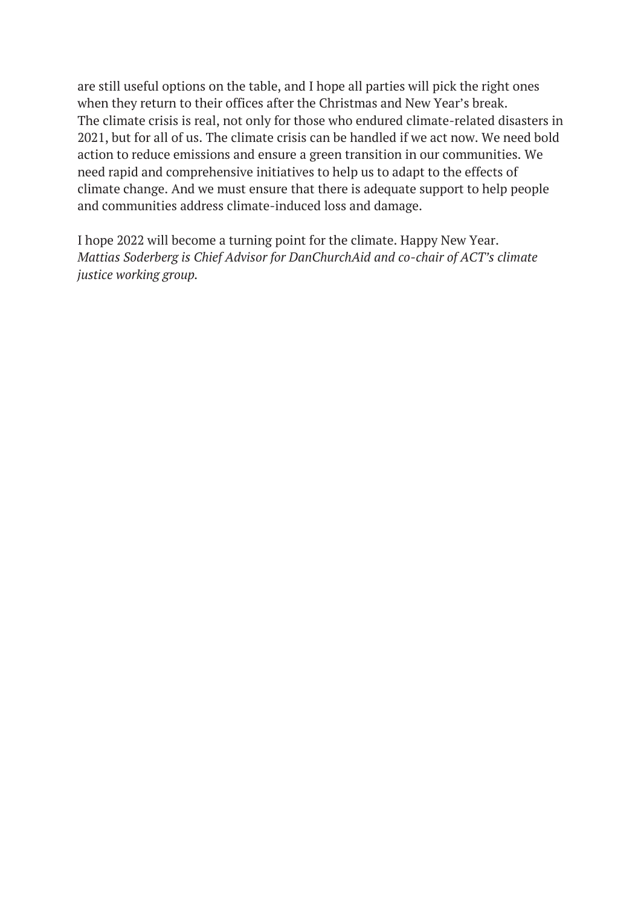are still useful options on the table, and I hope all parties will pick the right ones when they return to their offices after the Christmas and New Year's break.
The climate crisis is real, not only for those who endured climate-related disasters in 2021, but for all of us. The climate crisis can be handled if we act now. We need bold action to reduce emissions and ensure a green transition in our communities. We need rapid and comprehensive initiatives to help us to adapt to the effects of climate change. And we must ensure that there is adequate support to help people and communities address climate-induced loss and damage.

I hope 2022 will become a turning point for the climate. Happy New Year.
*Mattias Soderberg is Chief Advisor for DanChurchAid and co-chair of ACT's climate justice working group.*